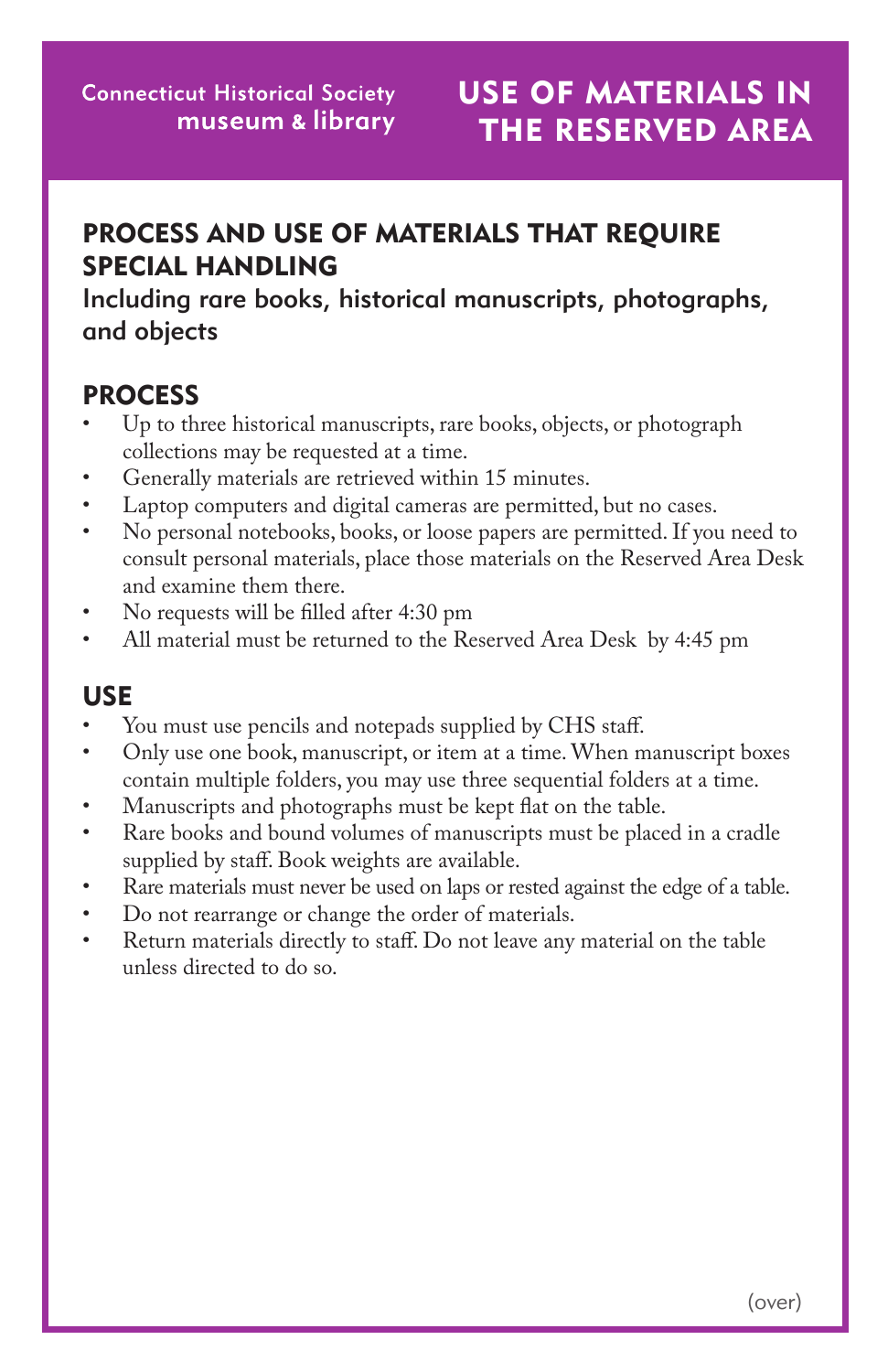Connecticut Historical Society
museum & library

# USE OF MATERIALS IN THE RESERVED AREA

## PROCESS AND USE OF MATERIALS THAT REQUIRE SPECIAL HANDLING

Including rare books, historical manuscripts, photographs, and objects

### PROCESS

- Up to three historical manuscripts, rare books, objects, or photograph collections may be requested at a time.
- Generally materials are retrieved within 15 minutes.
- Laptop computers and digital cameras are permitted, but no cases.
- No personal notebooks, books, or loose papers are permitted. If you need to consult personal materials, place those materials on the Reserved Area Desk and examine them there.
- No requests will be filled after 4:30 pm
- All material must be returned to the Reserved Area Desk by 4:45 pm

### USE

- You must use pencils and notepads supplied by CHS staff.
- Only use one book, manuscript, or item at a time. When manuscript boxes contain multiple folders, you may use three sequential folders at a time.
- Manuscripts and photographs must be kept flat on the table.
- Rare books and bound volumes of manuscripts must be placed in a cradle supplied by staff. Book weights are available.
- Rare materials must never be used on laps or rested against the edge of a table.
- Do not rearrange or change the order of materials.
- Return materials directly to staff. Do not leave any material on the table unless directed to do so.

(over)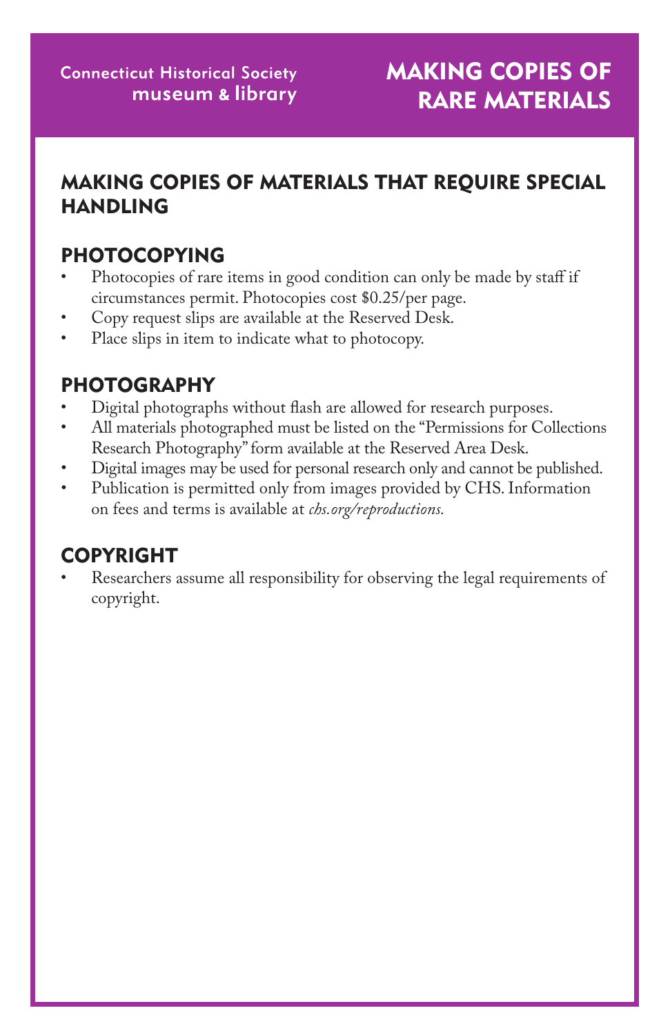Connecticut Historical Society
museum & library

# MAKING COPIES OF RARE MATERIALS

## MAKING COPIES OF MATERIALS THAT REQUIRE SPECIAL HANDLING

### PHOTOCOPYING

- Photocopies of rare items in good condition can only be made by staff if circumstances permit. Photocopies cost $0.25/per page.
- Copy request slips are available at the Reserved Desk.
- Place slips in item to indicate what to photocopy.

### PHOTOGRAPHY

- Digital photographs without flash are allowed for research purposes.
- All materials photographed must be listed on the "Permissions for Collections Research Photography" form available at the Reserved Area Desk.
- Digital images may be used for personal research only and cannot be published.
- Publication is permitted only from images provided by CHS. Information on fees and terms is available at *chs.org/reproductions*.

### COPYRIGHT

- Researchers assume all responsibility for observing the legal requirements of copyright.